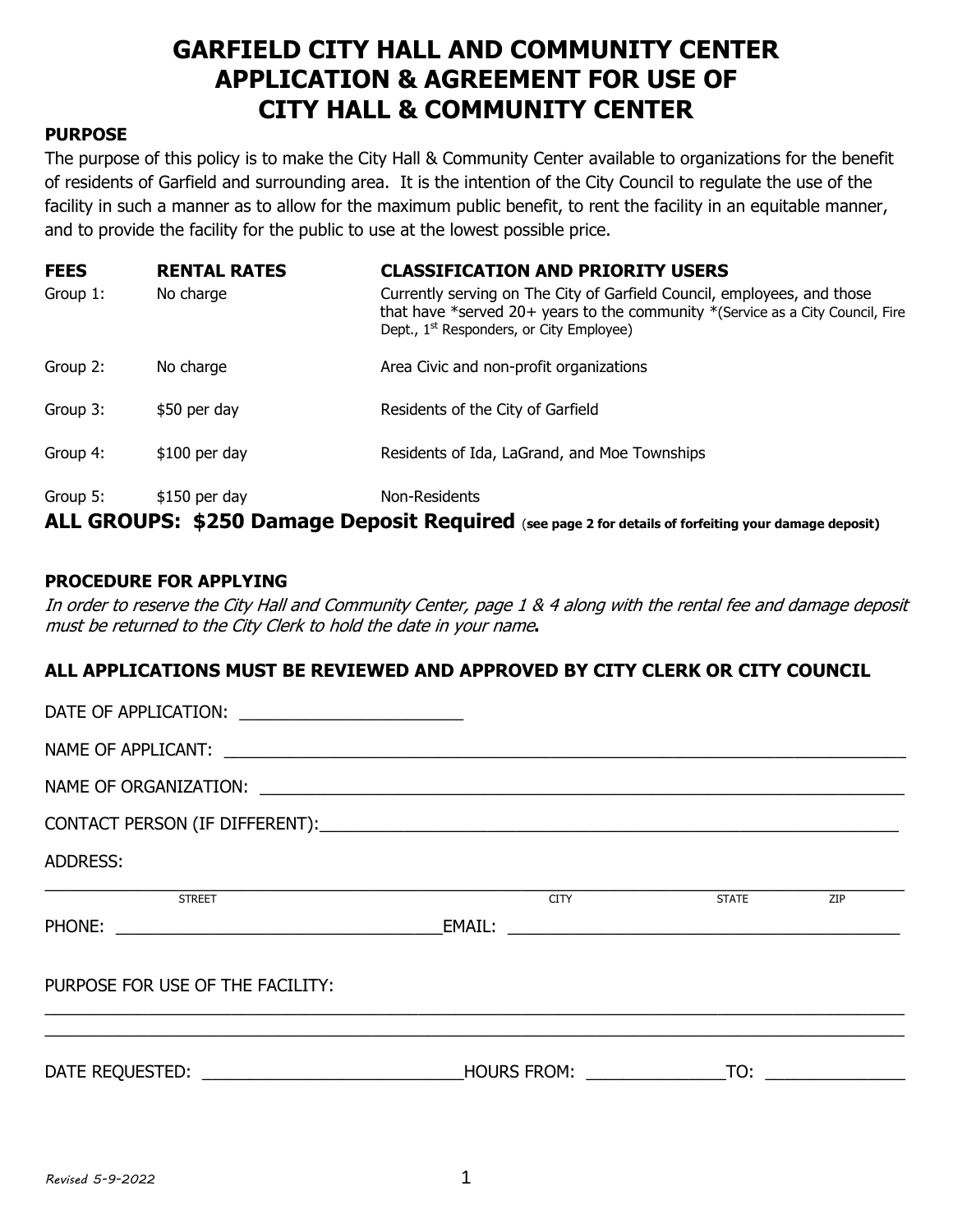# GARFIELD CITY HALL AND COMMUNITY CENTER APPLICATION & AGREEMENT FOR USE OF CITY HALL & COMMUNITY CENTER

**PURPOSE**

The purpose of this policy is to make the City Hall & Community Center available to organizations for the benefit of residents of Garfield and surrounding area. It is the intention of the City Council to regulate the use of the facility in such a manner as to allow for the maximum public benefit, to rent the facility in an equitable manner, and to provide the facility for the public to use at the lowest possible price.

| FEES | RENTAL RATES | CLASSIFICATION AND PRIORITY USERS |
|---|---|---|
| Group 1: | No charge | Currently serving on The City of Garfield Council, employees, and those that have *served 20+ years to the community *(Service as a City Council, Fire Dept., 1st Responders, or City Employee) |
| Group 2: | No charge | Area Civic and non-profit organizations |
| Group 3: | $50 per day | Residents of the City of Garfield |
| Group 4: | $100 per day | Residents of Ida, LaGrand, and Moe Townships |
| Group 5: | $150 per day | Non-Residents |

**ALL GROUPS: $250 Damage Deposit Required** (**see page 2 for details of forfeiting your damage deposit)**

**PROCEDURE FOR APPLYING**

*In order to reserve the City Hall and Community Center, page 1 & 4 along with the rental fee and damage deposit must be returned to the City Clerk to hold the date in your name.*

**ALL APPLICATIONS MUST BE REVIEWED AND APPROVED BY CITY CLERK OR CITY COUNCIL**

DATE OF APPLICATION: ______________________

NAME OF APPLICANT: ______________________

NAME OF ORGANIZATION: ______________________

CONTACT PERSON (IF DIFFERENT): ______________________

ADDRESS:

______________________
STREET CITY STATE ZIP

PHONE: ______________________ EMAIL: ______________________

PURPOSE FOR USE OF THE FACILITY:

______________________

______________________

DATE REQUESTED: ______________________ HOURS FROM: ______________ TO: ______________

*Revised 5-9-2022*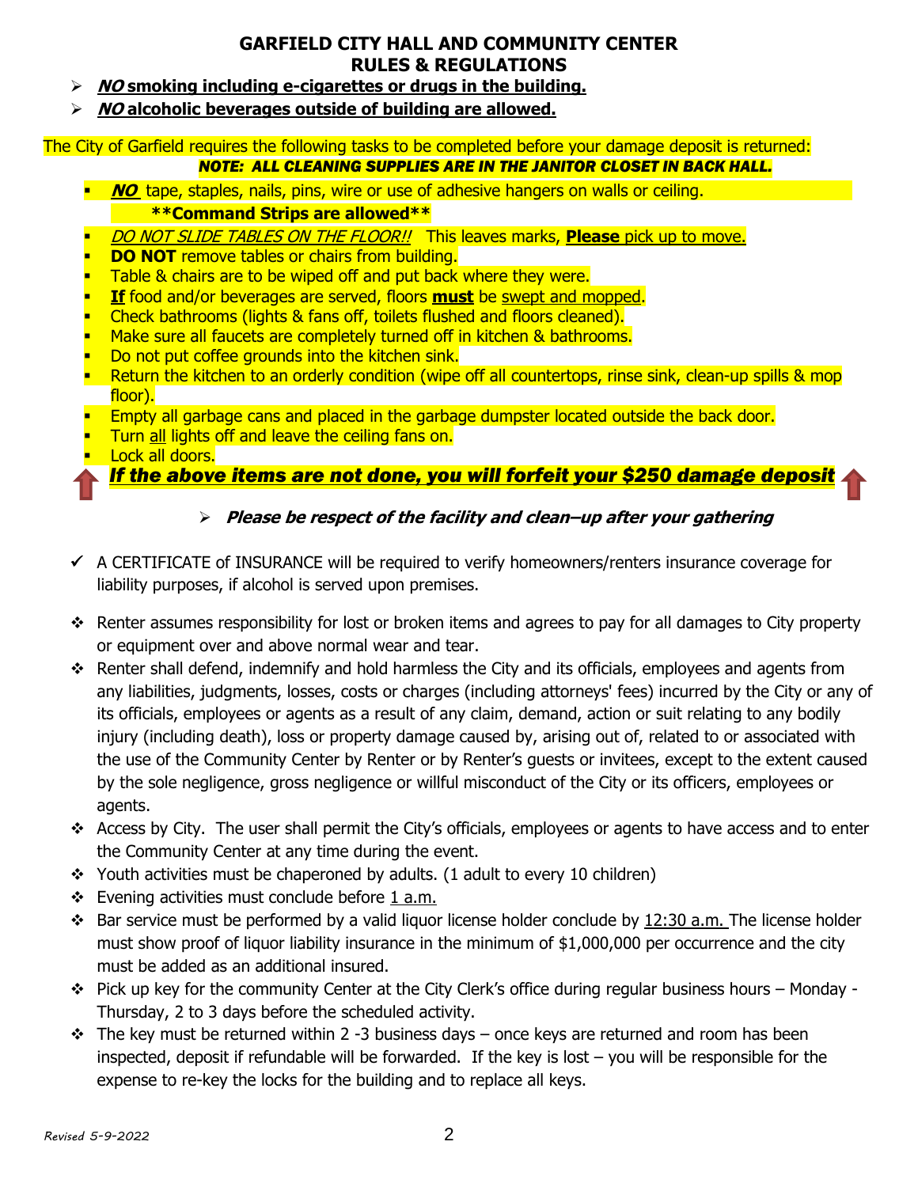# GARFIELD CITY HALL AND COMMUNITY CENTER
# RULES & REGULATIONS

- ***NO*** **smoking including e-cigarettes or drugs in the building.**
- ***NO*** **alcoholic beverages outside of building are allowed.**

The City of Garfield requires the following tasks to be completed before your damage deposit is returned:

***NOTE: ALL CLEANING SUPPLIES ARE IN THE JANITOR CLOSET IN BACK HALL.***

- ***NO*** tape, staples, nails, pins, wire or use of adhesive hangers on walls or ceiling.
  **\*\*Command Strips are allowed\*\***
- *DO NOT SLIDE TABLES ON THE FLOOR!!* This leaves marks, **Please** pick up to move.
- **DO NOT** remove tables or chairs from building.
- Table & chairs are to be wiped off and put back where they were.
- **If** food and/or beverages are served, floors **must** be swept and mopped.
- Check bathrooms (lights & fans off, toilets flushed and floors cleaned).
- Make sure all faucets are completely turned off in kitchen & bathrooms.
- Do not put coffee grounds into the kitchen sink.
- Return the kitchen to an orderly condition (wipe off all countertops, rinse sink, clean-up spills & mop floor).
- Empty all garbage cans and placed in the garbage dumpster located outside the back door.
- Turn all lights off and leave the ceiling fans on.
- Lock all doors.

***If the above items are not done, you will forfeit your $250 damage deposit***

- ***Please be respect of the facility and clean–up after your gathering***

- ✓ A CERTIFICATE of INSURANCE will be required to verify homeowners/renters insurance coverage for liability purposes, if alcohol is served upon premises.

- Renter assumes responsibility for lost or broken items and agrees to pay for all damages to City property or equipment over and above normal wear and tear.
- Renter shall defend, indemnify and hold harmless the City and its officials, employees and agents from any liabilities, judgments, losses, costs or charges (including attorneys' fees) incurred by the City or any of its officials, employees or agents as a result of any claim, demand, action or suit relating to any bodily injury (including death), loss or property damage caused by, arising out of, related to or associated with the use of the Community Center by Renter or by Renter's guests or invitees, except to the extent caused by the sole negligence, gross negligence or willful misconduct of the City or its officers, employees or agents.
- Access by City. The user shall permit the City's officials, employees or agents to have access and to enter the Community Center at any time during the event.
- Youth activities must be chaperoned by adults. (1 adult to every 10 children)
- Evening activities must conclude before 1 a.m.
- Bar service must be performed by a valid liquor license holder conclude by 12:30 a.m. The license holder must show proof of liquor liability insurance in the minimum of $1,000,000 per occurrence and the city must be added as an additional insured.
- Pick up key for the community Center at the City Clerk's office during regular business hours – Monday - Thursday, 2 to 3 days before the scheduled activity.
- The key must be returned within 2 -3 business days – once keys are returned and room has been inspected, deposit if refundable will be forwarded. If the key is lost – you will be responsible for the expense to re-key the locks for the building and to replace all keys.

*Revised 5-9-2022*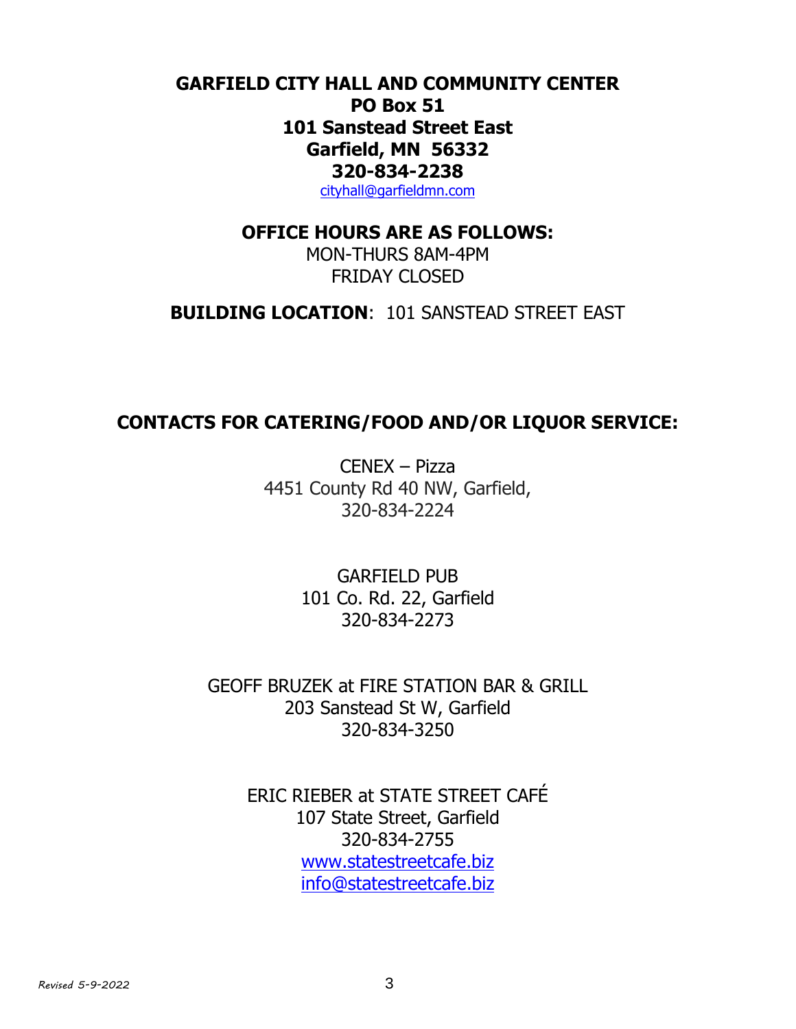**GARFIELD CITY HALL AND COMMUNITY CENTER**
**PO Box 51**
**101 Sanstead Street East**
**Garfield, MN 56332**
**320-834-2238**
cityhall@garfieldmn.com

**OFFICE HOURS ARE AS FOLLOWS:**

MON-THURS 8AM-4PM
FRIDAY CLOSED

**BUILDING LOCATION**: 101 SANSTEAD STREET EAST

## CONTACTS FOR CATERING/FOOD AND/OR LIQUOR SERVICE:

CENEX – Pizza
4451 County Rd 40 NW, Garfield,
320-834-2224

GARFIELD PUB
101 Co. Rd. 22, Garfield
320-834-2273

GEOFF BRUZEK at FIRE STATION BAR & GRILL
203 Sanstead St W, Garfield
320-834-3250

ERIC RIEBER at STATE STREET CAFÉ
107 State Street, Garfield
320-834-2755
www.statestreetcafe.biz
info@statestreetcafe.biz

*Revised 5-9-2022*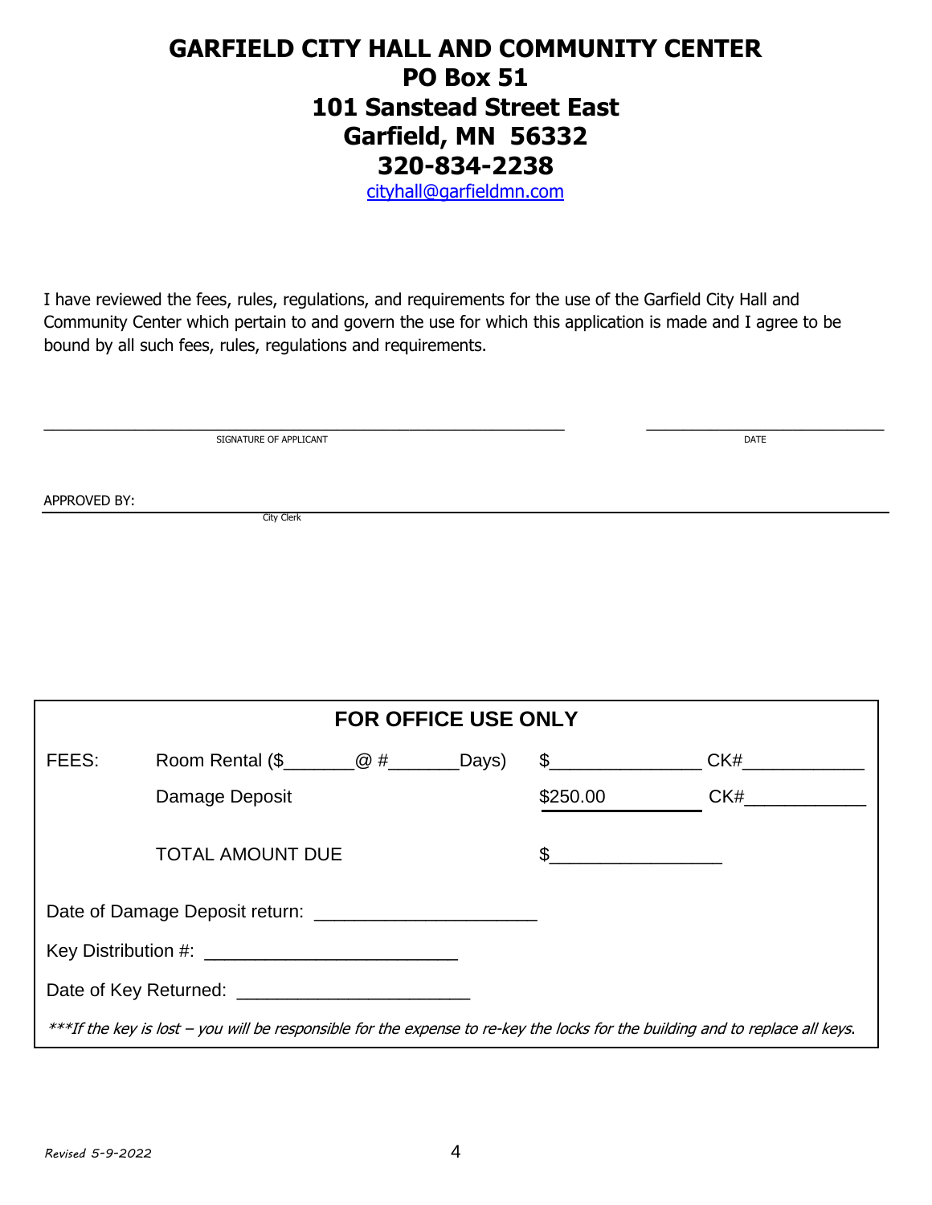# GARFIELD CITY HALL AND COMMUNITY CENTER
## PO Box 51
## 101 Sanstead Street East
## Garfield, MN 56332
## 320-834-2238

cityhall@garfieldmn.com

I have reviewed the fees, rules, regulations, and requirements for the use of the Garfield City Hall and Community Center which pertain to and govern the use for which this application is made and I agree to be bound by all such fees, rules, regulations and requirements.

_____________________________________________ SIGNATURE OF APPLICANT

____________________________ DATE

APPROVED BY: _____________________________________________
City Clerk

**FOR OFFICE USE ONLY**

| | | | |
|---|---|---|---|
| FEES: | Room Rental ($_______@ #_______Days) | $_______________ | CK#____________ |
| | Damage Deposit | $250.00 | CK#____________ |
| | TOTAL AMOUNT DUE | $_________________ | |

Date of Damage Deposit return: ______________________

Key Distribution #: _________________________

Date of Key Returned: _______________________

*\*\*\*If the key is lost – you will be responsible for the expense to re-key the locks for the building and to replace all keys.*

*Revised 5-9-2022*